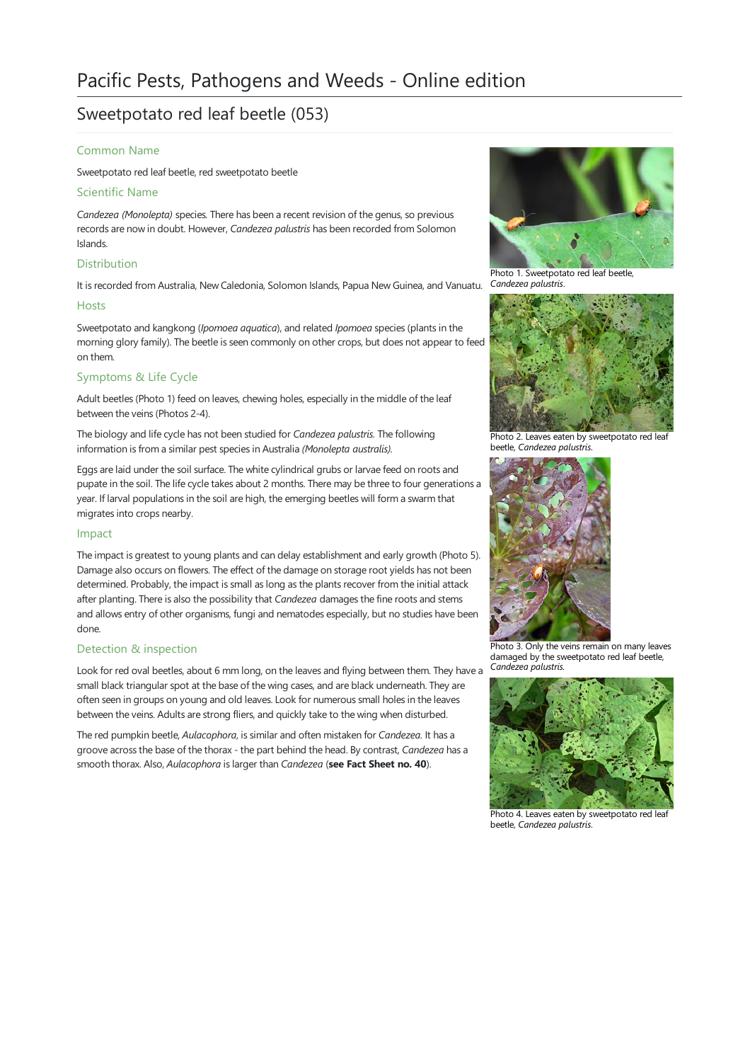# Pacific Pests, Pathogens and Weeds - Online edition

## Sweetpotato red leaf beetle (053)

### Common Name

Sweetpotato red leaf beetle, red sweetpotato beetle

### Scientific Name

*Candezea (Monolepta)* species. There has been a recent revision of the genus, so previous records are now in doubt. However, *Candezea palustris* has been recorded from Solomon Islands.

### Distribution

It is recorded from Australia, New Caledonia, Solomon Islands, Papua New Guinea, and Vanuatu.

### Hosts

Sweetpotato and kangkong (*Ipomoea aquatica*), and related *Ipomoea* species (plants in the morning glory family). The beetle is seen commonly on other crops, but does not appear to feed on them.

### Symptoms & Life Cycle

Adult beetles (Photo 1) feed on leaves, chewing holes, especially in the middle of the leaf between the veins (Photos 2-4).

The biology and life cycle has not been studied for *Candezea palustris*. The following information is from a similar pest species in Australia *(Monolepta australis)*.

Eggs are laid under the soil surface. The white cylindrical grubs or larvae feed on roots and pupate in the soil. The life cycle takes about 2 months. There may be three to four generations a year. If larval populations in the soil are high, the emerging beetles will form a swarm that migrates into crops nearby.

### Impact

The impact is greatest to young plants and can delay establishment and early growth (Photo 5). Damage also occurs on flowers. The effect of the damage on storage root yields has not been determined. Probably, the impact is small as long as the plants recover from the initial attack after planting. There is also the possibility that *Candezea* damages the fine roots and stems and allows entry of other organisms, fungi and nematodes especially, but no studies have been done.

### Detection & inspection

Look for red oval beetles, about 6 mm long, on the leaves and flying between them. They have a small black triangular spot at the base of the wing cases, and are black underneath. They are often seen in groups on young and old leaves. Look for numerous small holes in the leaves between the veins. Adults are strong fliers, and quickly take to the wing when disturbed.

The red pumpkin beetle, *Aulacophora*, is similar and often mistaken for *Candezea.* It has a groove across the base of the thorax - the part behind the head. By contrast, *Candezea* has a smooth thorax. Also, *Aulacophora* is larger than *Candezea* (**see Fact Sheet no. 40**).

Photo 1. Sweetpotato red leaf beetle, *Candezea palustris*.

Photo 2. Leaves eaten by sweetpotato red leaf beetle, *Candezea palustris*.

Photo 3. Only the veins remain on many leaves damaged by the sweetpotato red leaf beetle, *Candezea palustris*.

Photo 4. Leaves eaten by sweetpotato red leaf beetle, *Candezea palustris*.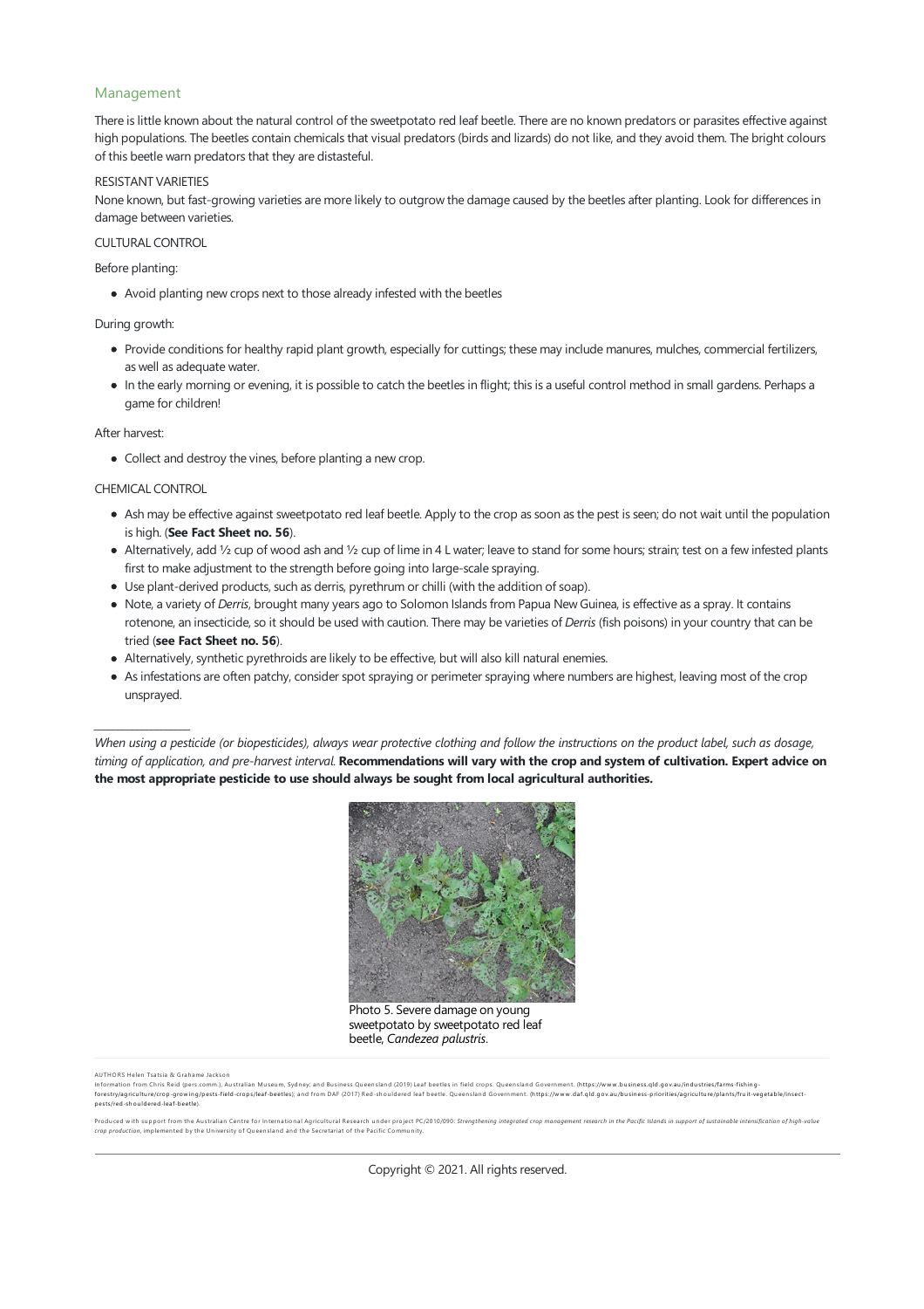## Management

There is little known about the natural control of the sweetpotato red leaf beetle. There are no known predators or parasites effective against high populations. The beetles contain chemicals that visual predators (birds and lizards) do not like, and they avoid them. The bright colours of this beetle warn predators that they are distasteful.

RESISTANT VARIETIES

None known, but fast-growing varieties are more likely to outgrow the damage caused by the beetles after planting. Look for differences in damage between varieties.

CULTURAL CONTROL

Before planting:

- Avoid planting new crops next to those already infested with the beetles

During growth:

- Provide conditions for healthy rapid plant growth, especially for cuttings; these may include manures, mulches, commercial fertilizers, as well as adequate water.
- In the early morning or evening, it is possible to catch the beetles in flight; this is a useful control method in small gardens. Perhaps a game for children!

After harvest:

- Collect and destroy the vines, before planting a new crop.

CHEMICAL CONTROL

- Ash may be effective against sweetpotato red leaf beetle. Apply to the crop as soon as the pest is seen; do not wait until the population is high. (**See Fact Sheet no. 56**).
- Alternatively, add ½ cup of wood ash and ½ cup of lime in 4 L water; leave to stand for some hours; strain; test on a few infested plants first to make adjustment to the strength before going into large-scale spraying.
- Use plant-derived products, such as derris, pyrethrum or chilli (with the addition of soap).
- Note, a variety of *Derris*, brought many years ago to Solomon Islands from Papua New Guinea, is effective as a spray. It contains rotenone, an insecticide, so it should be used with caution. There may be varieties of *Derris* (fish poisons) in your country that can be tried (**see Fact Sheet no. 56**).
- Alternatively, synthetic pyrethroids are likely to be effective, but will also kill natural enemies.
- As infestations are often patchy, consider spot spraying or perimeter spraying where numbers are highest, leaving most of the crop unsprayed.

---

*When using a pesticide (or biopesticides), always wear protective clothing and follow the instructions on the product label, such as dosage, timing of application, and pre-harvest interval.* **Recommendations will vary with the crop and system of cultivation. Expert advice on the most appropriate pesticide to use should always be sought from local agricultural authorities.**

Photo 5. Severe damage on young sweetpotato by sweetpotato red leaf beetle, *Candezea palustris*.

AUTHORS Helen Tsatsia & Grahame Jackson

Information from Chris Reid (pers.comm.), Australian Museum, Sydney; and Business Queensland (2019) Leaf beetles in field crops. Queensland Government. (https://www.business.qld.gov.au/industries/farms-fishing-forestry/agriculture/crop-growing/pests-field-crops/leaf-beetles); and from DAF (2017) Red-shouldered leaf beetle. Queensland Government. (https://www.daf.qld.gov.au/business-priorities/agriculture/plants/fruit-vegetable/insect-pests/red-shouldered-leaf-beetle).

Produced with support from the Australian Centre for International Agricultural Research under project PC/2010/090: *Strengthening integrated crop management research in the Pacific Islands in support of sustainable intensification of high-value crop production*, implemented by the University of Queensland and the Secretariat of the Pacific Community.

Copyright © 2021. All rights reserved.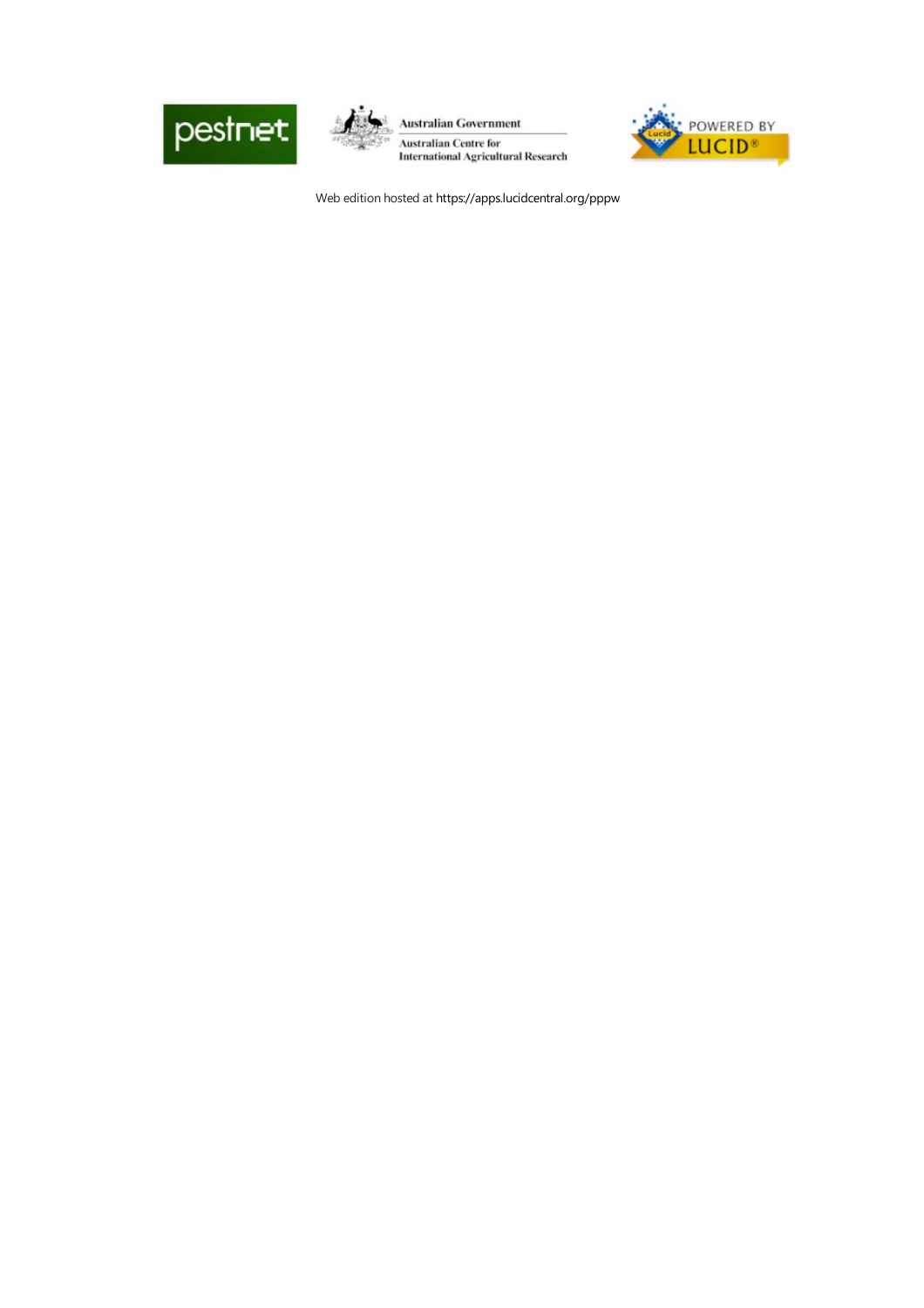Web edition hosted at https://apps.lucidcentral.org/pppw